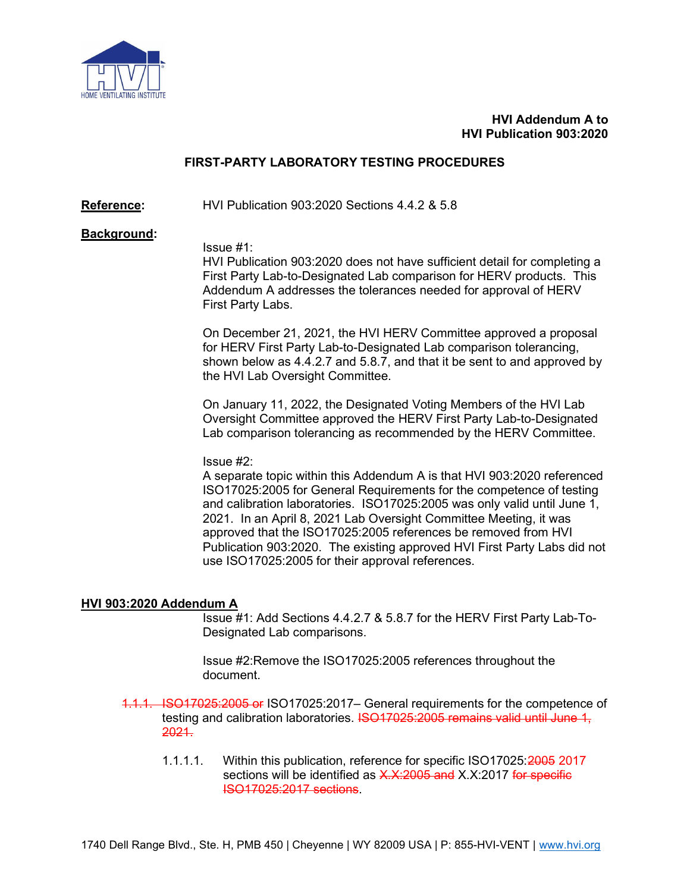HOME VENTILATING INSTITUTE

**HVI Addendum A to**
**HVI Publication 903:2020**

## FIRST-PARTY LABORATORY TESTING PROCEDURES

**Reference:** HVI Publication 903:2020 Sections 4.4.2 & 5.8

**Background:**

Issue #1:
HVI Publication 903:2020 does not have sufficient detail for completing a First Party Lab-to-Designated Lab comparison for HERV products. This Addendum A addresses the tolerances needed for approval of HERV First Party Labs.

On December 21, 2021, the HVI HERV Committee approved a proposal for HERV First Party Lab-to-Designated Lab comparison tolerancing, shown below as 4.4.2.7 and 5.8.7, and that it be sent to and approved by the HVI Lab Oversight Committee.

On January 11, 2022, the Designated Voting Members of the HVI Lab Oversight Committee approved the HERV First Party Lab-to-Designated Lab comparison tolerancing as recommended by the HERV Committee.

Issue #2:
A separate topic within this Addendum A is that HVI 903:2020 referenced ISO17025:2005 for General Requirements for the competence of testing and calibration laboratories. ISO17025:2005 was only valid until June 1, 2021. In an April 8, 2021 Lab Oversight Committee Meeting, it was approved that the ISO17025:2005 references be removed from HVI Publication 903:2020. The existing approved HVI First Party Labs did not use ISO17025:2005 for their approval references.

**HVI 903:2020 Addendum A**

Issue #1: Add Sections 4.4.2.7 & 5.8.7 for the HERV First Party Lab-To-Designated Lab comparisons.

Issue #2:Remove the ISO17025:2005 references throughout the document.

~~1.1.1. ISO17025:2005 or~~ ISO17025:2017– General requirements for the competence of testing and calibration laboratories. ~~ISO17025:2005 remains valid until June 1, 2021.~~

1.1.1.1. Within this publication, reference for specific ISO17025:~~2005~~ 2017 sections will be identified as ~~X.X:2005 and~~ X.X:2017 ~~for specific ISO17025:2017 sections~~.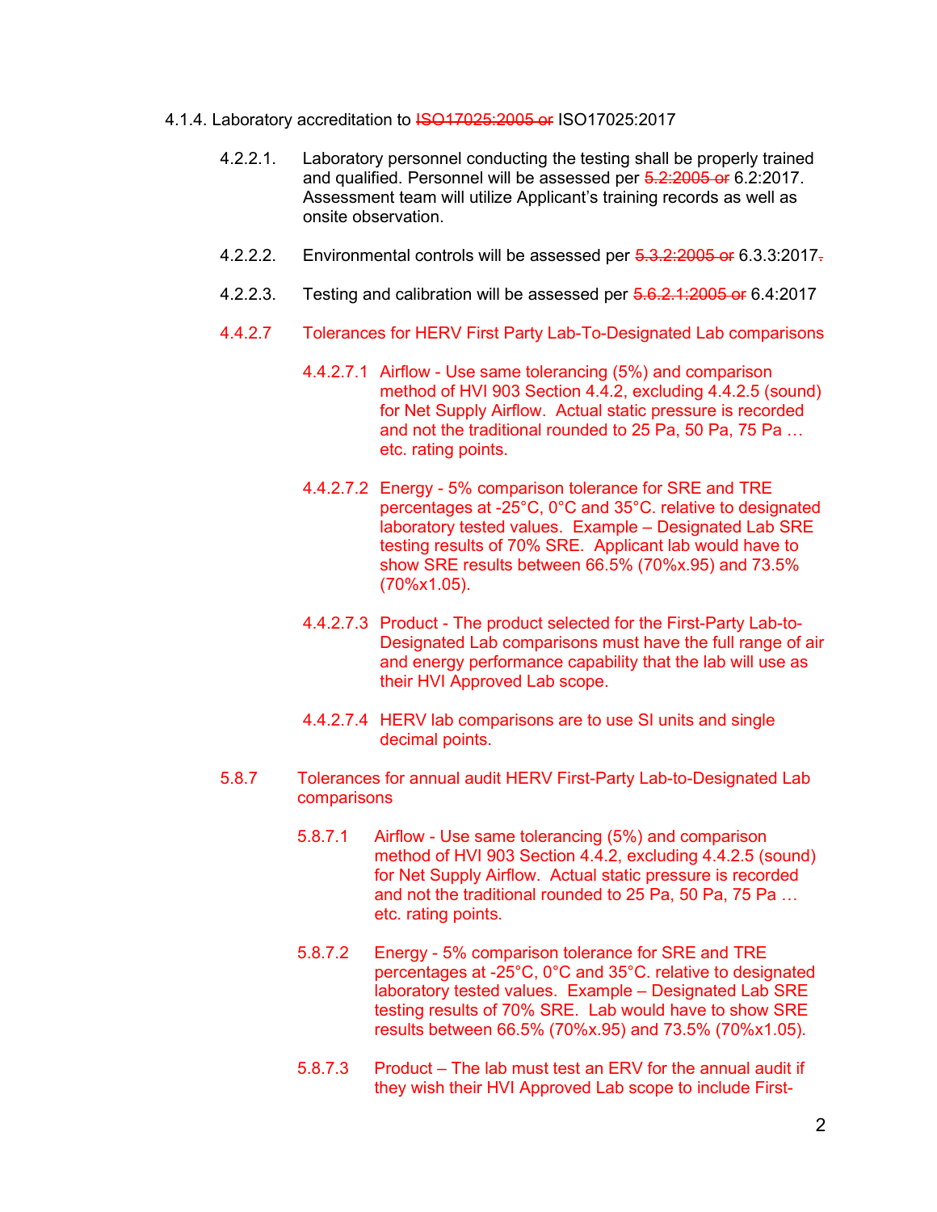4.1.4. Laboratory accreditation to ~~ISO17025:2005 or~~ ISO17025:2017

4.2.2.1. Laboratory personnel conducting the testing shall be properly trained and qualified. Personnel will be assessed per ~~5.2:2005 or~~ 6.2:2017. Assessment team will utilize Applicant's training records as well as onsite observation.

4.2.2.2. Environmental controls will be assessed per ~~5.3.2:2005 or~~ 6.3.3:2017~~.~~

4.2.2.3. Testing and calibration will be assessed per ~~5.6.2.1:2005 or~~ 6.4:2017

4.4.2.7 Tolerances for HERV First Party Lab-To-Designated Lab comparisons

4.4.2.7.1 Airflow - Use same tolerancing (5%) and comparison method of HVI 903 Section 4.4.2, excluding 4.4.2.5 (sound) for Net Supply Airflow. Actual static pressure is recorded and not the traditional rounded to 25 Pa, 50 Pa, 75 Pa … etc. rating points.

4.4.2.7.2 Energy - 5% comparison tolerance for SRE and TRE percentages at -25°C, 0°C and 35°C. relative to designated laboratory tested values. Example – Designated Lab SRE testing results of 70% SRE. Applicant lab would have to show SRE results between 66.5% (70%x.95) and 73.5% (70%x1.05).

4.4.2.7.3 Product - The product selected for the First-Party Lab-to-Designated Lab comparisons must have the full range of air and energy performance capability that the lab will use as their HVI Approved Lab scope.

4.4.2.7.4 HERV lab comparisons are to use SI units and single decimal points.

5.8.7 Tolerances for annual audit HERV First-Party Lab-to-Designated Lab comparisons

5.8.7.1 Airflow - Use same tolerancing (5%) and comparison method of HVI 903 Section 4.4.2, excluding 4.4.2.5 (sound) for Net Supply Airflow. Actual static pressure is recorded and not the traditional rounded to 25 Pa, 50 Pa, 75 Pa … etc. rating points.

5.8.7.2 Energy - 5% comparison tolerance for SRE and TRE percentages at -25°C, 0°C and 35°C. relative to designated laboratory tested values. Example – Designated Lab SRE testing results of 70% SRE. Lab would have to show SRE results between 66.5% (70%x.95) and 73.5% (70%x1.05).

5.8.7.3 Product – The lab must test an ERV for the annual audit if they wish their HVI Approved Lab scope to include First-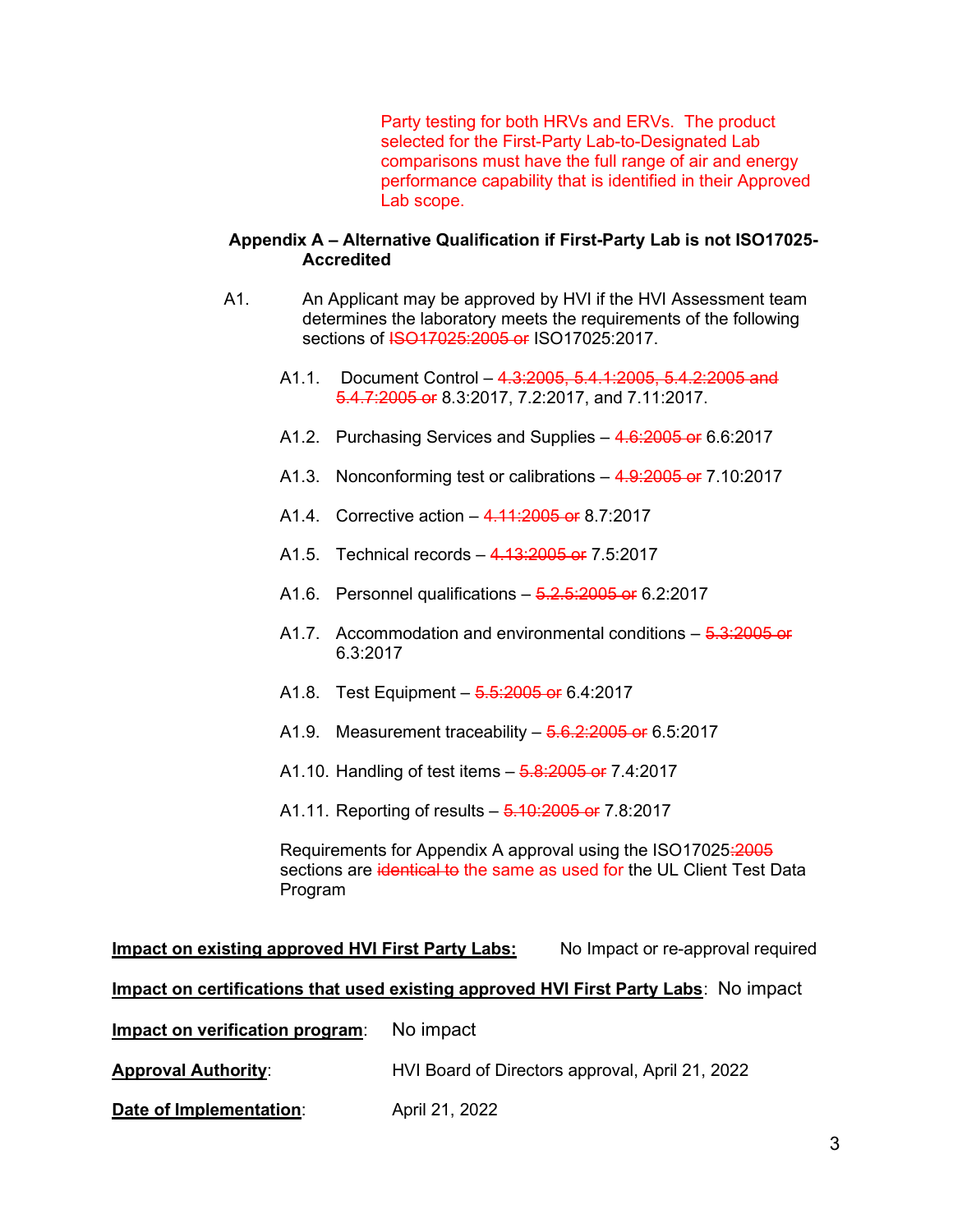Party testing for both HRVs and ERVs. The product selected for the First-Party Lab-to-Designated Lab comparisons must have the full range of air and energy performance capability that is identified in their Approved Lab scope.

**Appendix A – Alternative Qualification if First-Party Lab is not ISO17025-Accredited**

A1. An Applicant may be approved by HVI if the HVI Assessment team determines the laboratory meets the requirements of the following sections of ~~ISO17025:2005 or~~ ISO17025:2017.

- A1.1. Document Control – ~~4.3:2005, 5.4.1:2005, 5.4.2:2005 and 5.4.7:2005 or~~ 8.3:2017, 7.2:2017, and 7.11:2017.
- A1.2. Purchasing Services and Supplies – ~~4.6:2005 or~~ 6.6:2017
- A1.3. Nonconforming test or calibrations – ~~4.9:2005 or~~ 7.10:2017
- A1.4. Corrective action – ~~4.11:2005 or~~ 8.7:2017
- A1.5. Technical records – ~~4.13:2005 or~~ 7.5:2017
- A1.6. Personnel qualifications – ~~5.2.5:2005 or~~ 6.2:2017
- A1.7. Accommodation and environmental conditions – ~~5.3:2005 or~~ 6.3:2017
- A1.8. Test Equipment – ~~5.5:2005 or~~ 6.4:2017
- A1.9. Measurement traceability – ~~5.6.2:2005 or~~ 6.5:2017
- A1.10. Handling of test items – ~~5.8:2005 or~~ 7.4:2017
- A1.11. Reporting of results – ~~5.10:2005 or~~ 7.8:2017

Requirements for Appendix A approval using the ISO17025~~:2005~~ sections are ~~identical to~~ the same as used for the UL Client Test Data Program

**Impact on existing approved HVI First Party Labs:** No Impact or re-approval required

**Impact on certifications that used existing approved HVI First Party Labs**: No impact

**Impact on verification program**: No impact

**Approval Authority**: HVI Board of Directors approval, April 21, 2022

**Date of Implementation**: April 21, 2022